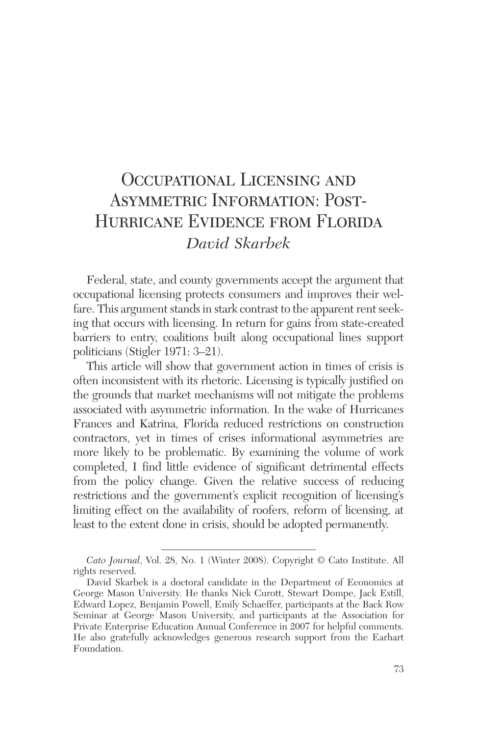# Occupational Licensing and Asymmetric Information: Post-Hurricane Evidence from Florida

*David Skarbek*

Federal, state, and county governments accept the argument that occupational licensing protects consumers and improves their welfare. This argument stands in stark contrast to the apparent rent seeking that occurs with licensing. In return for gains from state-created barriers to entry, coalitions built along occupational lines support politicians (Stigler 1971: 3–21).

This article will show that government action in times of crisis is often inconsistent with its rhetoric. Licensing is typically justified on the grounds that market mechanisms will not mitigate the problems associated with asymmetric information. In the wake of Hurricanes Frances and Katrina, Florida reduced restrictions on construction contractors, yet in times of crises informational asymmetries are more likely to be problematic. By examining the volume of work completed, I find little evidence of significant detrimental effects from the policy change. Given the relative success of reducing restrictions and the government's explicit recognition of licensing's limiting effect on the availability of roofers, reform of licensing, at least to the extent done in crisis, should be adopted permanently.

---

*Cato Journal*, Vol. 28, No. 1 (Winter 2008). Copyright © Cato Institute. All rights reserved.

David Skarbek is a doctoral candidate in the Department of Economics at George Mason University. He thanks Nick Curott, Stewart Dompe, Jack Estill, Edward Lopez, Benjamin Powell, Emily Schaeffer, participants at the Back Row Seminar at George Mason University, and participants at the Association for Private Enterprise Education Annual Conference in 2007 for helpful comments. He also gratefully acknowledges generous research support from the Earhart Foundation.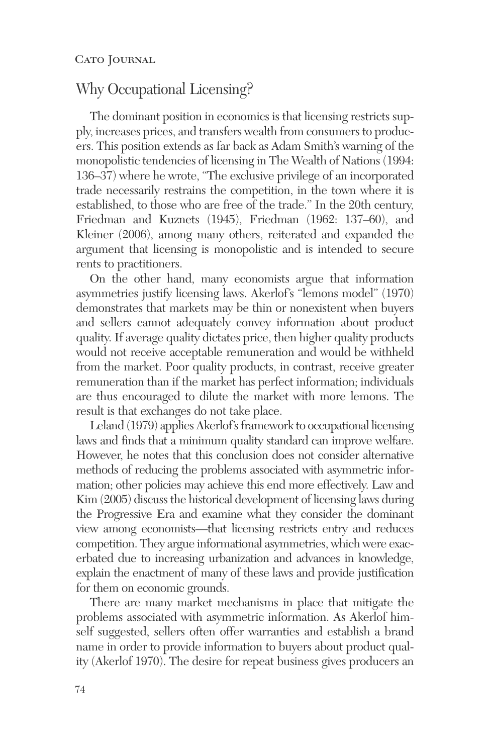## Why Occupational Licensing?

The dominant position in economics is that licensing restricts supply, increases prices, and transfers wealth from consumers to producers. This position extends as far back as Adam Smith's warning of the monopolistic tendencies of licensing in The Wealth of Nations (1994: 136–37) where he wrote, "The exclusive privilege of an incorporated trade necessarily restrains the competition, in the town where it is established, to those who are free of the trade." In the 20th century, Friedman and Kuznets (1945), Friedman (1962: 137–60), and Kleiner (2006), among many others, reiterated and expanded the argument that licensing is monopolistic and is intended to secure rents to practitioners.

On the other hand, many economists argue that information asymmetries justify licensing laws. Akerlof's "lemons model" (1970) demonstrates that markets may be thin or nonexistent when buyers and sellers cannot adequately convey information about product quality. If average quality dictates price, then higher quality products would not receive acceptable remuneration and would be withheld from the market. Poor quality products, in contrast, receive greater remuneration than if the market has perfect information; individuals are thus encouraged to dilute the market with more lemons. The result is that exchanges do not take place.

Leland (1979) applies Akerlof's framework to occupational licensing laws and finds that a minimum quality standard can improve welfare. However, he notes that this conclusion does not consider alternative methods of reducing the problems associated with asymmetric information; other policies may achieve this end more effectively. Law and Kim (2005) discuss the historical development of licensing laws during the Progressive Era and examine what they consider the dominant view among economists—that licensing restricts entry and reduces competition. They argue informational asymmetries, which were exacerbated due to increasing urbanization and advances in knowledge, explain the enactment of many of these laws and provide justification for them on economic grounds.

There are many market mechanisms in place that mitigate the problems associated with asymmetric information. As Akerlof himself suggested, sellers often offer warranties and establish a brand name in order to provide information to buyers about product quality (Akerlof 1970). The desire for repeat business gives producers an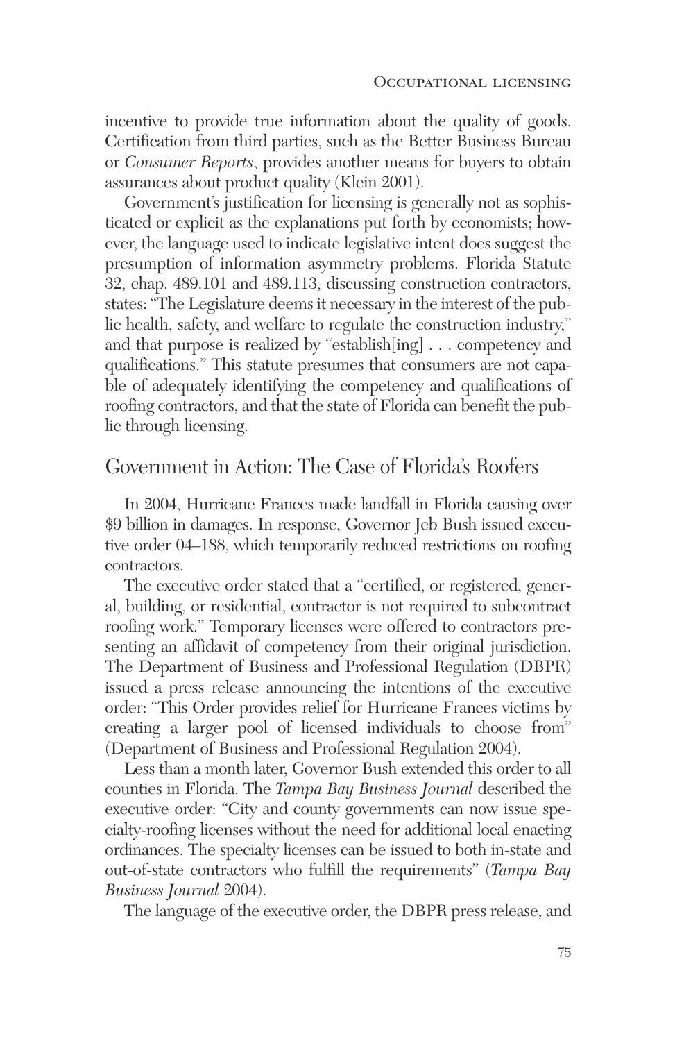incentive to provide true information about the quality of goods. Certification from third parties, such as the Better Business Bureau or *Consumer Reports*, provides another means for buyers to obtain assurances about product quality (Klein 2001).

Government's justification for licensing is generally not as sophisticated or explicit as the explanations put forth by economists; however, the language used to indicate legislative intent does suggest the presumption of information asymmetry problems. Florida Statute 32, chap. 489.101 and 489.113, discussing construction contractors, states: "The Legislature deems it necessary in the interest of the public health, safety, and welfare to regulate the construction industry," and that purpose is realized by "establish[ing] . . . competency and qualifications." This statute presumes that consumers are not capable of adequately identifying the competency and qualifications of roofing contractors, and that the state of Florida can benefit the public through licensing.

## Government in Action: The Case of Florida's Roofers

In 2004, Hurricane Frances made landfall in Florida causing over $9 billion in damages. In response, Governor Jeb Bush issued executive order 04–188, which temporarily reduced restrictions on roofing contractors.

The executive order stated that a "certified, or registered, general, building, or residential, contractor is not required to subcontract roofing work." Temporary licenses were offered to contractors presenting an affidavit of competency from their original jurisdiction. The Department of Business and Professional Regulation (DBPR) issued a press release announcing the intentions of the executive order: "This Order provides relief for Hurricane Frances victims by creating a larger pool of licensed individuals to choose from" (Department of Business and Professional Regulation 2004).

Less than a month later, Governor Bush extended this order to all counties in Florida. The *Tampa Bay Business Journal* described the executive order: "City and county governments can now issue specialty-roofing licenses without the need for additional local enacting ordinances. The specialty licenses can be issued to both in-state and out-of-state contractors who fulfill the requirements" (*Tampa Bay Business Journal* 2004).

The language of the executive order, the DBPR press release, and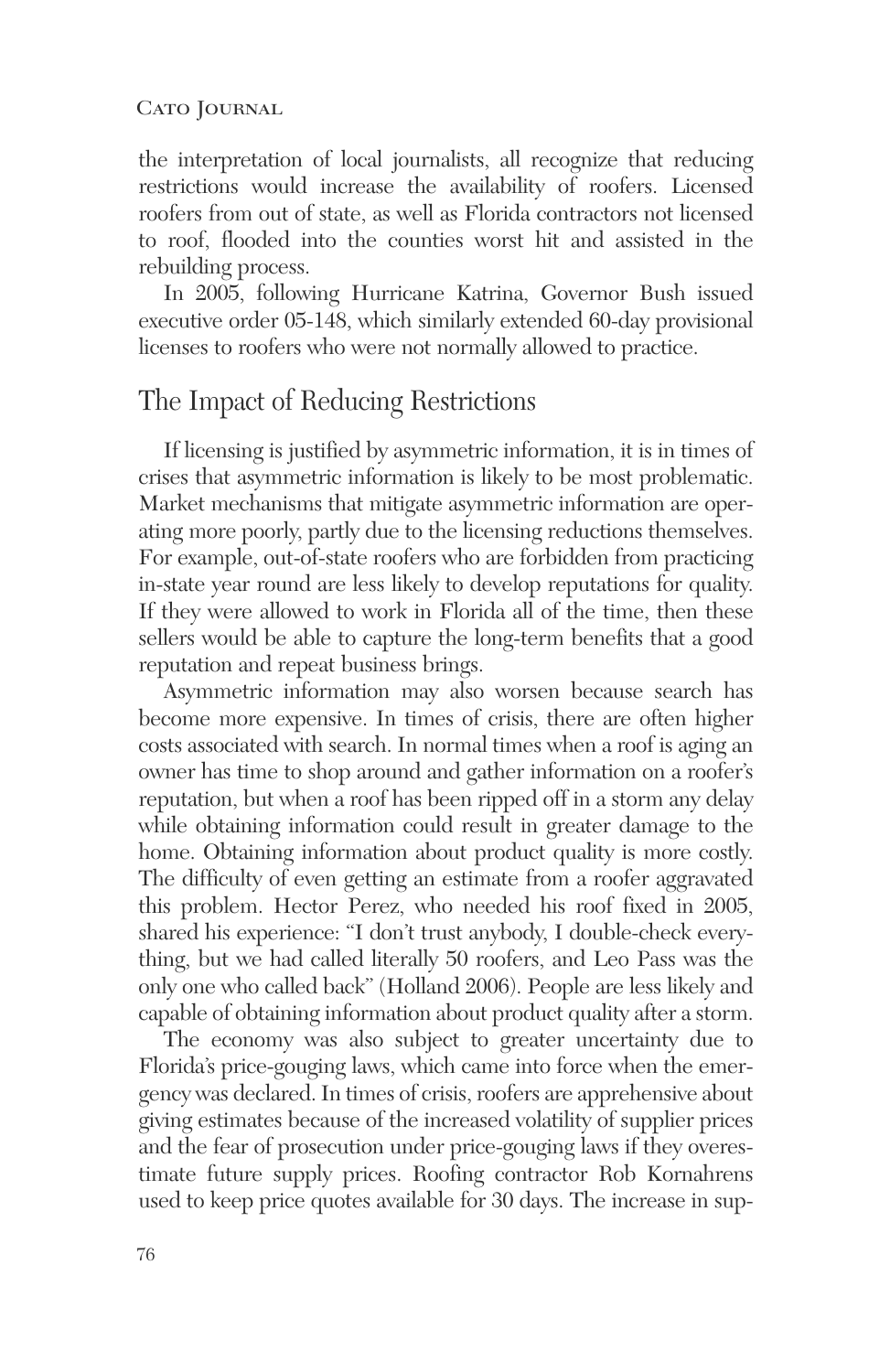the interpretation of local journalists, all recognize that reducing restrictions would increase the availability of roofers. Licensed roofers from out of state, as well as Florida contractors not licensed to roof, flooded into the counties worst hit and assisted in the rebuilding process.

In 2005, following Hurricane Katrina, Governor Bush issued executive order 05-148, which similarly extended 60-day provisional licenses to roofers who were not normally allowed to practice.

## The Impact of Reducing Restrictions

If licensing is justified by asymmetric information, it is in times of crises that asymmetric information is likely to be most problematic. Market mechanisms that mitigate asymmetric information are operating more poorly, partly due to the licensing reductions themselves. For example, out-of-state roofers who are forbidden from practicing in-state year round are less likely to develop reputations for quality. If they were allowed to work in Florida all of the time, then these sellers would be able to capture the long-term benefits that a good reputation and repeat business brings.

Asymmetric information may also worsen because search has become more expensive. In times of crisis, there are often higher costs associated with search. In normal times when a roof is aging an owner has time to shop around and gather information on a roofer's reputation, but when a roof has been ripped off in a storm any delay while obtaining information could result in greater damage to the home. Obtaining information about product quality is more costly. The difficulty of even getting an estimate from a roofer aggravated this problem. Hector Perez, who needed his roof fixed in 2005, shared his experience: "I don't trust anybody, I double-check everything, but we had called literally 50 roofers, and Leo Pass was the only one who called back" (Holland 2006). People are less likely and capable of obtaining information about product quality after a storm.

The economy was also subject to greater uncertainty due to Florida's price-gouging laws, which came into force when the emergency was declared. In times of crisis, roofers are apprehensive about giving estimates because of the increased volatility of supplier prices and the fear of prosecution under price-gouging laws if they overestimate future supply prices. Roofing contractor Rob Kornahrens used to keep price quotes available for 30 days. The increase in sup-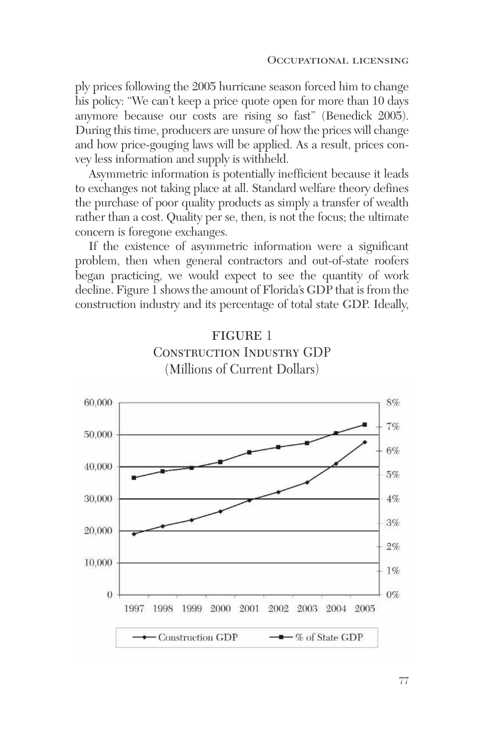ply prices following the 2005 hurricane season forced him to change his policy: "We can't keep a price quote open for more than 10 days anymore because our costs are rising so fast" (Benedick 2005). During this time, producers are unsure of how the prices will change and how price-gouging laws will be applied. As a result, prices convey less information and supply is withheld.

Asymmetric information is potentially inefficient because it leads to exchanges not taking place at all. Standard welfare theory defines the purchase of poor quality products as simply a transfer of wealth rather than a cost. Quality per se, then, is not the focus; the ultimate concern is foregone exchanges.

If the existence of asymmetric information were a significant problem, then when general contractors and out-of-state roofers began practicing, we would expect to see the quantity of work decline. Figure 1 shows the amount of Florida's GDP that is from the construction industry and its percentage of total state GDP. Ideally,

FIGURE 1

Construction Industry GDP

(Millions of Current Dollars)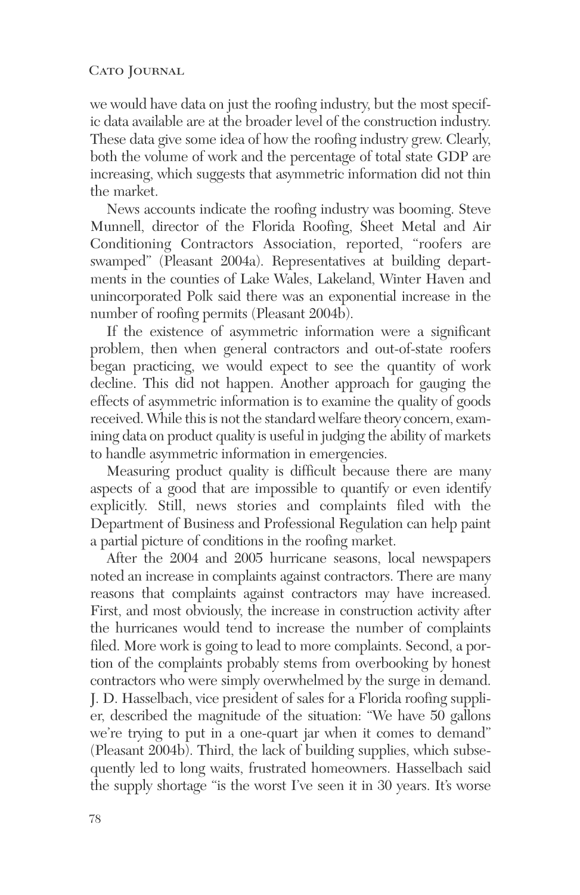we would have data on just the roofing industry, but the most specific data available are at the broader level of the construction industry. These data give some idea of how the roofing industry grew. Clearly, both the volume of work and the percentage of total state GDP are increasing, which suggests that asymmetric information did not thin the market.

News accounts indicate the roofing industry was booming. Steve Munnell, director of the Florida Roofing, Sheet Metal and Air Conditioning Contractors Association, reported, "roofers are swamped" (Pleasant 2004a). Representatives at building departments in the counties of Lake Wales, Lakeland, Winter Haven and unincorporated Polk said there was an exponential increase in the number of roofing permits (Pleasant 2004b).

If the existence of asymmetric information were a significant problem, then when general contractors and out-of-state roofers began practicing, we would expect to see the quantity of work decline. This did not happen. Another approach for gauging the effects of asymmetric information is to examine the quality of goods received. While this is not the standard welfare theory concern, examining data on product quality is useful in judging the ability of markets to handle asymmetric information in emergencies.

Measuring product quality is difficult because there are many aspects of a good that are impossible to quantify or even identify explicitly. Still, news stories and complaints filed with the Department of Business and Professional Regulation can help paint a partial picture of conditions in the roofing market.

After the 2004 and 2005 hurricane seasons, local newspapers noted an increase in complaints against contractors. There are many reasons that complaints against contractors may have increased. First, and most obviously, the increase in construction activity after the hurricanes would tend to increase the number of complaints filed. More work is going to lead to more complaints. Second, a portion of the complaints probably stems from overbooking by honest contractors who were simply overwhelmed by the surge in demand. J. D. Hasselbach, vice president of sales for a Florida roofing supplier, described the magnitude of the situation: "We have 50 gallons we're trying to put in a one-quart jar when it comes to demand" (Pleasant 2004b). Third, the lack of building supplies, which subsequently led to long waits, frustrated homeowners. Hasselbach said the supply shortage "is the worst I've seen it in 30 years. It's worse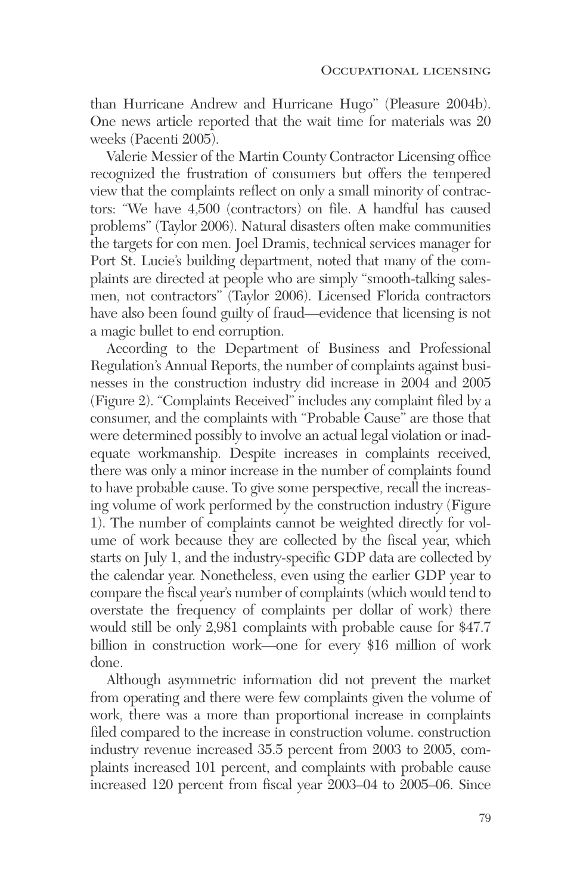than Hurricane Andrew and Hurricane Hugo" (Pleasure 2004b). One news article reported that the wait time for materials was 20 weeks (Pacenti 2005).

Valerie Messier of the Martin County Contractor Licensing office recognized the frustration of consumers but offers the tempered view that the complaints reflect on only a small minority of contractors: "We have 4,500 (contractors) on file. A handful has caused problems" (Taylor 2006). Natural disasters often make communities the targets for con men. Joel Dramis, technical services manager for Port St. Lucie's building department, noted that many of the complaints are directed at people who are simply "smooth-talking salesmen, not contractors" (Taylor 2006). Licensed Florida contractors have also been found guilty of fraud—evidence that licensing is not a magic bullet to end corruption.

According to the Department of Business and Professional Regulation's Annual Reports, the number of complaints against businesses in the construction industry did increase in 2004 and 2005 (Figure 2). "Complaints Received" includes any complaint filed by a consumer, and the complaints with "Probable Cause" are those that were determined possibly to involve an actual legal violation or inadequate workmanship. Despite increases in complaints received, there was only a minor increase in the number of complaints found to have probable cause. To give some perspective, recall the increasing volume of work performed by the construction industry (Figure 1). The number of complaints cannot be weighted directly for volume of work because they are collected by the fiscal year, which starts on July 1, and the industry-specific GDP data are collected by the calendar year. Nonetheless, even using the earlier GDP year to compare the fiscal year's number of complaints (which would tend to overstate the frequency of complaints per dollar of work) there would still be only 2,981 complaints with probable cause for $47.7 billion in construction work—one for every $16 million of work done.

Although asymmetric information did not prevent the market from operating and there were few complaints given the volume of work, there was a more than proportional increase in complaints filed compared to the increase in construction volume. construction industry revenue increased 35.5 percent from 2003 to 2005, complaints increased 101 percent, and complaints with probable cause increased 120 percent from fiscal year 2003–04 to 2005–06. Since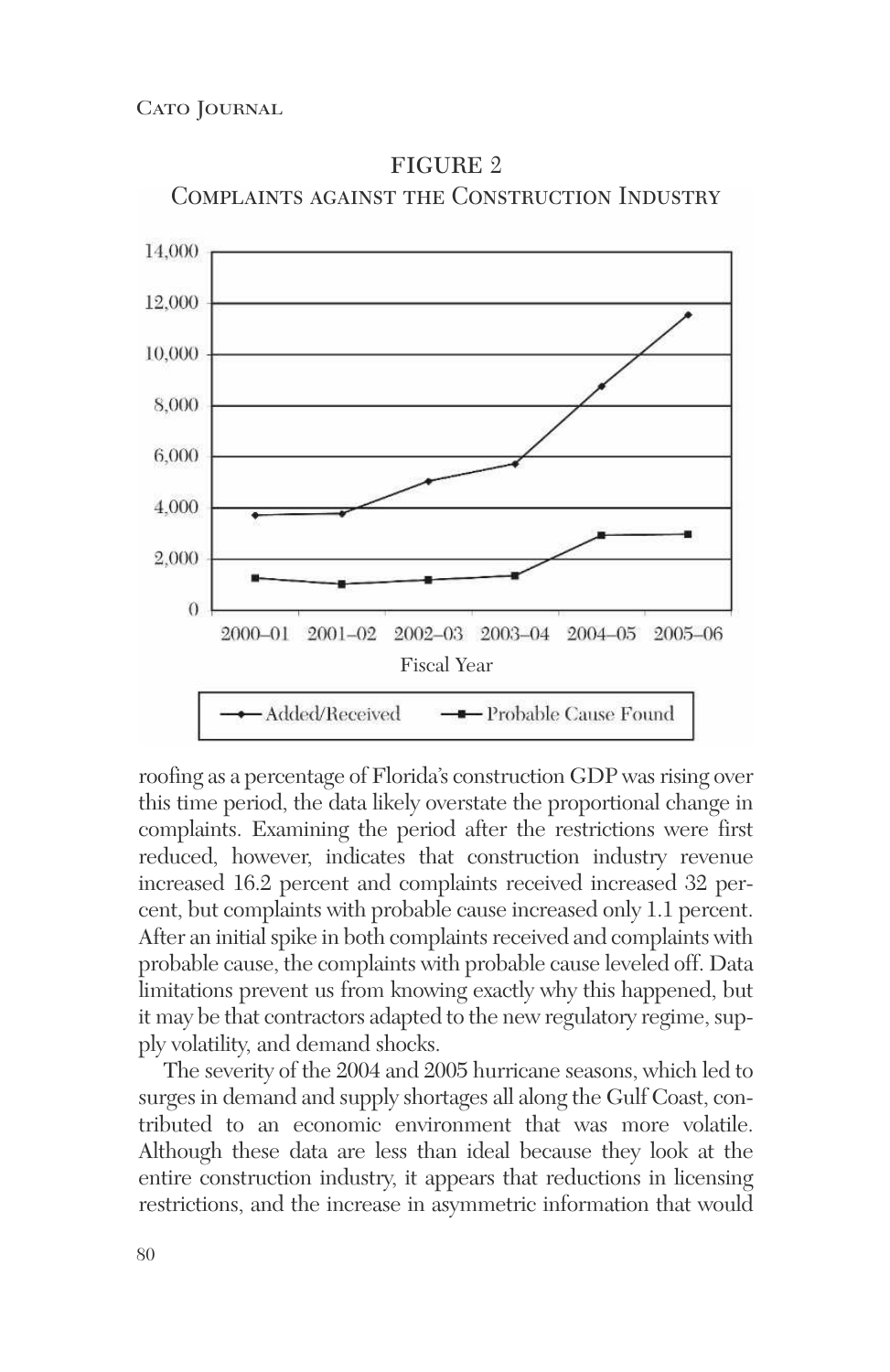FIGURE 2
Complaints against the Construction Industry

roofing as a percentage of Florida's construction GDP was rising over this time period, the data likely overstate the proportional change in complaints. Examining the period after the restrictions were first reduced, however, indicates that construction industry revenue increased 16.2 percent and complaints received increased 32 percent, but complaints with probable cause increased only 1.1 percent. After an initial spike in both complaints received and complaints with probable cause, the complaints with probable cause leveled off. Data limitations prevent us from knowing exactly why this happened, but it may be that contractors adapted to the new regulatory regime, supply volatility, and demand shocks.

The severity of the 2004 and 2005 hurricane seasons, which led to surges in demand and supply shortages all along the Gulf Coast, contributed to an economic environment that was more volatile. Although these data are less than ideal because they look at the entire construction industry, it appears that reductions in licensing restrictions, and the increase in asymmetric information that would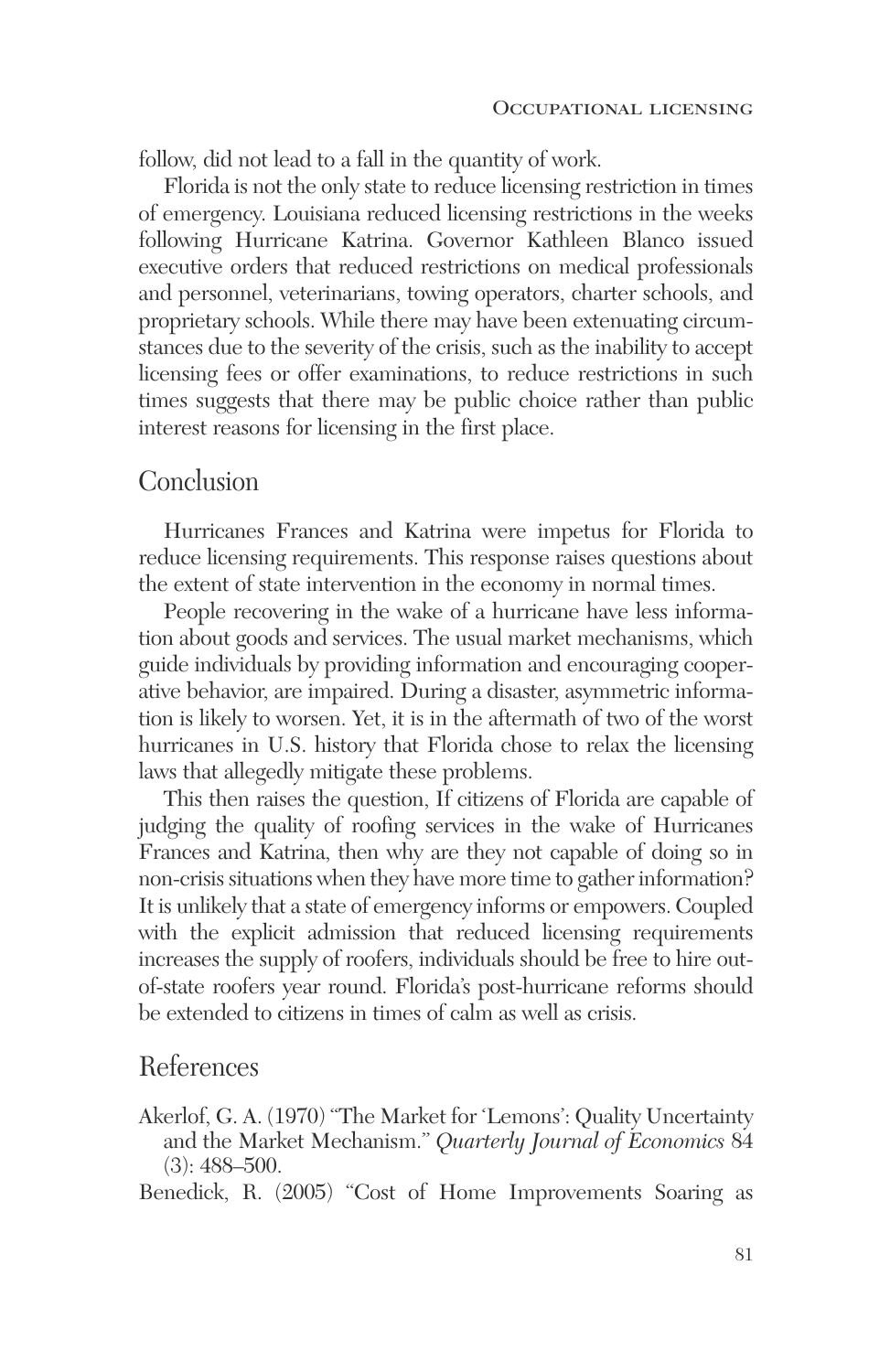follow, did not lead to a fall in the quantity of work.

Florida is not the only state to reduce licensing restriction in times of emergency. Louisiana reduced licensing restrictions in the weeks following Hurricane Katrina. Governor Kathleen Blanco issued executive orders that reduced restrictions on medical professionals and personnel, veterinarians, towing operators, charter schools, and proprietary schools. While there may have been extenuating circumstances due to the severity of the crisis, such as the inability to accept licensing fees or offer examinations, to reduce restrictions in such times suggests that there may be public choice rather than public interest reasons for licensing in the first place.

## Conclusion

Hurricanes Frances and Katrina were impetus for Florida to reduce licensing requirements. This response raises questions about the extent of state intervention in the economy in normal times.

People recovering in the wake of a hurricane have less information about goods and services. The usual market mechanisms, which guide individuals by providing information and encouraging cooperative behavior, are impaired. During a disaster, asymmetric information is likely to worsen. Yet, it is in the aftermath of two of the worst hurricanes in U.S. history that Florida chose to relax the licensing laws that allegedly mitigate these problems.

This then raises the question, If citizens of Florida are capable of judging the quality of roofing services in the wake of Hurricanes Frances and Katrina, then why are they not capable of doing so in non-crisis situations when they have more time to gather information? It is unlikely that a state of emergency informs or empowers. Coupled with the explicit admission that reduced licensing requirements increases the supply of roofers, individuals should be free to hire out-of-state roofers year round. Florida's post-hurricane reforms should be extended to citizens in times of calm as well as crisis.

## References

Akerlof, G. A. (1970) "The Market for 'Lemons': Quality Uncertainty and the Market Mechanism." *Quarterly Journal of Economics* 84 (3): 488–500.

Benedick, R. (2005) "Cost of Home Improvements Soaring as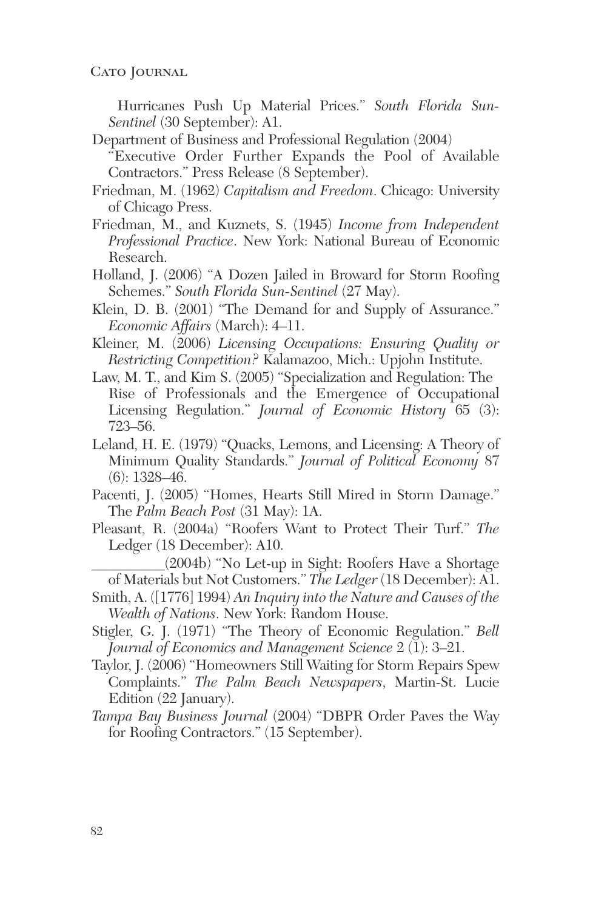Hurricanes Push Up Material Prices." *South Florida Sun-Sentinel* (30 September): A1.

Department of Business and Professional Regulation (2004) "Executive Order Further Expands the Pool of Available Contractors." Press Release (8 September).

Friedman, M. (1962) *Capitalism and Freedom*. Chicago: University of Chicago Press.

Friedman, M., and Kuznets, S. (1945) *Income from Independent Professional Practice*. New York: National Bureau of Economic Research.

Holland, J. (2006) "A Dozen Jailed in Broward for Storm Roofing Schemes." *South Florida Sun-Sentinel* (27 May).

Klein, D. B. (2001) "The Demand for and Supply of Assurance." *Economic Affairs* (March): 4–11.

Kleiner, M. (2006) *Licensing Occupations: Ensuring Quality or Restricting Competition?* Kalamazoo, Mich.: Upjohn Institute.

Law, M. T., and Kim S. (2005) "Specialization and Regulation: The Rise of Professionals and the Emergence of Occupational Licensing Regulation." *Journal of Economic History* 65 (3): 723–56.

Leland, H. E. (1979) "Quacks, Lemons, and Licensing: A Theory of Minimum Quality Standards." *Journal of Political Economy* 87 (6): 1328–46.

Pacenti, J. (2005) "Homes, Hearts Still Mired in Storm Damage." The *Palm Beach Post* (31 May): 1A.

Pleasant, R. (2004a) "Roofers Want to Protect Their Turf." *The* Ledger (18 December): A10.

__________(2004b) "No Let-up in Sight: Roofers Have a Shortage of Materials but Not Customers." *The Ledger* (18 December): A1.

Smith, A. ([1776] 1994) *An Inquiry into the Nature and Causes of the Wealth of Nations*. New York: Random House.

Stigler, G. J. (1971) "The Theory of Economic Regulation." *Bell Journal of Economics and Management Science* 2 (1): 3–21.

Taylor, J. (2006) "Homeowners Still Waiting for Storm Repairs Spew Complaints." *The Palm Beach Newspapers*, Martin-St. Lucie Edition (22 January).

*Tampa Bay Business Journal* (2004) "DBPR Order Paves the Way for Roofing Contractors." (15 September).